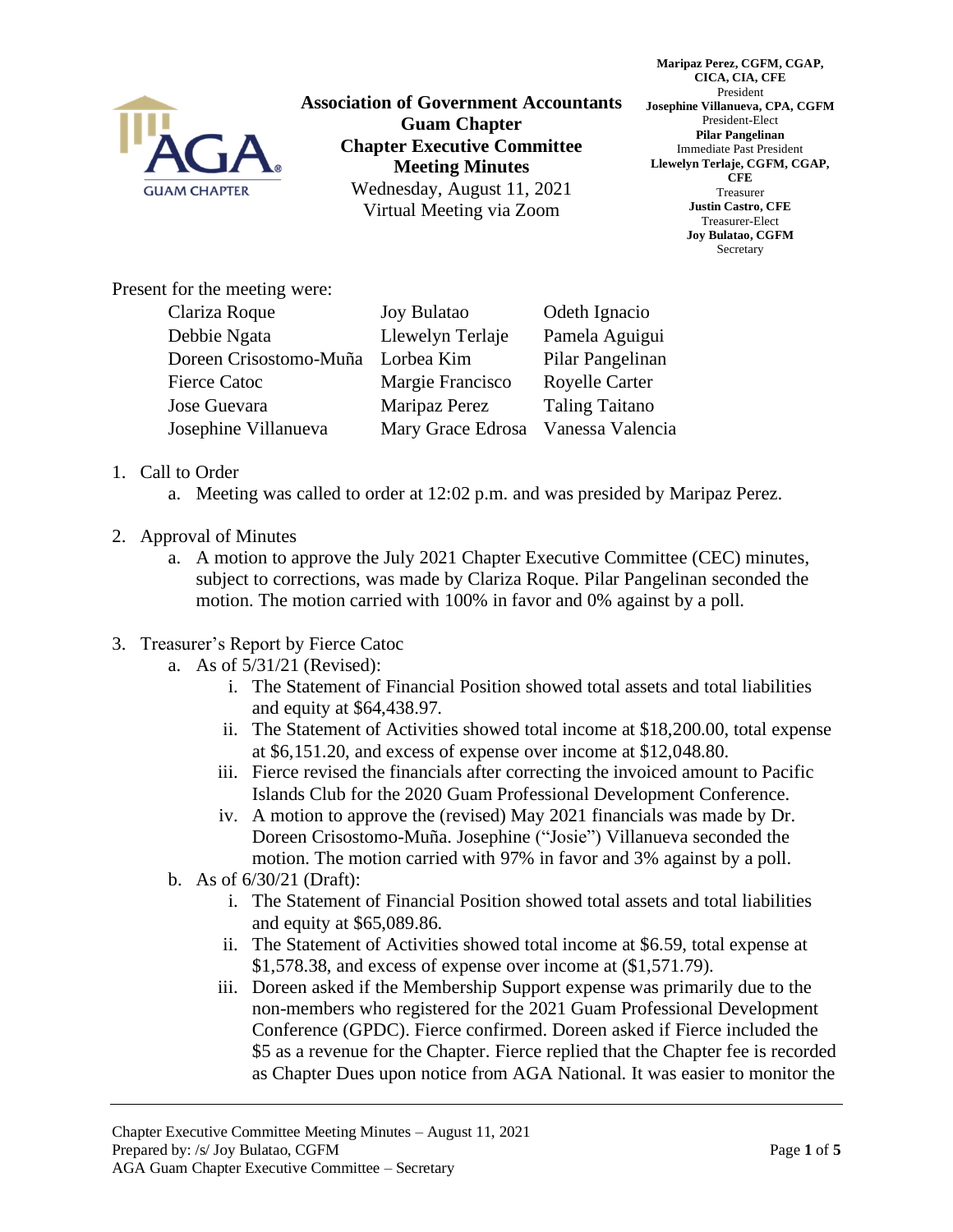**Association of Government Accountants**
**Guam Chapter**
**Chapter Executive Committee**
**Meeting Minutes**
Wednesday, August 11, 2021
Virtual Meeting via Zoom

**Maripaz Perez, CGFM, CGAP, CICA, CIA, CFE**
President
**Josephine Villanueva, CPA, CGFM**
President-Elect
**Pilar Pangelinan**
Immediate Past President
**Llewelyn Terlaje, CGFM, CGAP, CFE**
Treasurer
**Justin Castro, CFE**
Treasurer-Elect
**Joy Bulatao, CGFM**
Secretary

Present for the meeting were:

| | | |
|---|---|---|
| Clariza Roque | Joy Bulatao | Odeth Ignacio |
| Debbie Ngata | Llewelyn Terlaje | Pamela Aguigui |
| Doreen Crisostomo-Muña | Lorbea Kim | Pilar Pangelinan |
| Fierce Catoc | Margie Francisco | Royelle Carter |
| Jose Guevara | Maripaz Perez | Taling Taitano |
| Josephine Villanueva | Mary Grace Edrosa | Vanessa Valencia |

1. Call to Order
   a. Meeting was called to order at 12:02 p.m. and was presided by Maripaz Perez.

2. Approval of Minutes
   a. A motion to approve the July 2021 Chapter Executive Committee (CEC) minutes, subject to corrections, was made by Clariza Roque. Pilar Pangelinan seconded the motion. The motion carried with 100% in favor and 0% against by a poll.

3. Treasurer's Report by Fierce Catoc
   a. As of 5/31/21 (Revised):
      i. The Statement of Financial Position showed total assets and total liabilities and equity at $64,438.97.
      ii. The Statement of Activities showed total income at $18,200.00, total expense at $6,151.20, and excess of expense over income at $12,048.80.
      iii. Fierce revised the financials after correcting the invoiced amount to Pacific Islands Club for the 2020 Guam Professional Development Conference.
      iv. A motion to approve the (revised) May 2021 financials was made by Dr. Doreen Crisostomo-Muña. Josephine ("Josie") Villanueva seconded the motion. The motion carried with 97% in favor and 3% against by a poll.
   b. As of 6/30/21 (Draft):
      i. The Statement of Financial Position showed total assets and total liabilities and equity at $65,089.86.
      ii. The Statement of Activities showed total income at $6.59, total expense at $1,578.38, and excess of expense over income at ($1,571.79).
      iii. Doreen asked if the Membership Support expense was primarily due to the non-members who registered for the 2021 Guam Professional Development Conference (GPDC). Fierce confirmed. Doreen asked if Fierce included the $5 as a revenue for the Chapter. Fierce replied that the Chapter fee is recorded as Chapter Dues upon notice from AGA National. It was easier to monitor the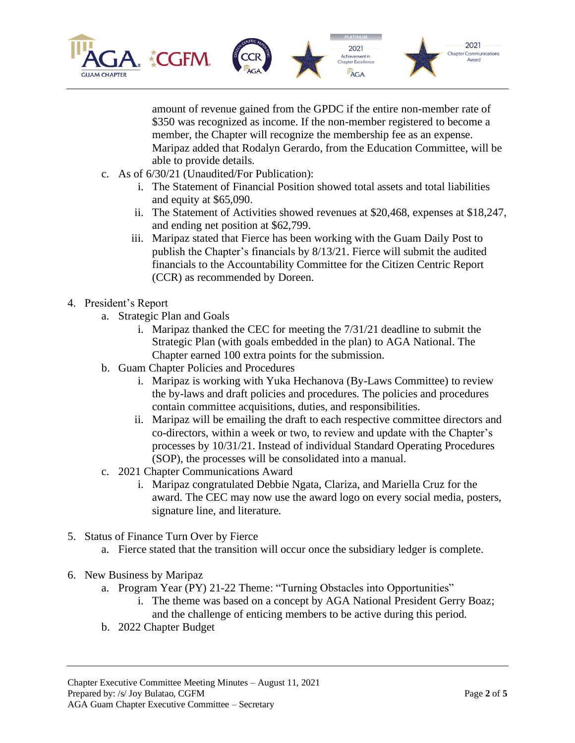amount of revenue gained from the GPDC if the entire non-member rate of $350 was recognized as income. If the non-member registered to become a member, the Chapter will recognize the membership fee as an expense. Maripaz added that Rodalyn Gerardo, from the Education Committee, will be able to provide details.

c. As of 6/30/21 (Unaudited/For Publication):
   i. The Statement of Financial Position showed total assets and total liabilities and equity at $65,090.
   ii. The Statement of Activities showed revenues at $20,468, expenses at $18,247, and ending net position at $62,799.
   iii. Maripaz stated that Fierce has been working with the Guam Daily Post to publish the Chapter's financials by 8/13/21. Fierce will submit the audited financials to the Accountability Committee for the Citizen Centric Report (CCR) as recommended by Doreen.

4. President's Report
   a. Strategic Plan and Goals
      i. Maripaz thanked the CEC for meeting the 7/31/21 deadline to submit the Strategic Plan (with goals embedded in the plan) to AGA National. The Chapter earned 100 extra points for the submission.
   b. Guam Chapter Policies and Procedures
      i. Maripaz is working with Yuka Hechanova (By-Laws Committee) to review the by-laws and draft policies and procedures. The policies and procedures contain committee acquisitions, duties, and responsibilities.
      ii. Maripaz will be emailing the draft to each respective committee directors and co-directors, within a week or two, to review and update with the Chapter's processes by 10/31/21. Instead of individual Standard Operating Procedures (SOP), the processes will be consolidated into a manual.
   c. 2021 Chapter Communications Award
      i. Maripaz congratulated Debbie Ngata, Clariza, and Mariella Cruz for the award. The CEC may now use the award logo on every social media, posters, signature line, and literature.

5. Status of Finance Turn Over by Fierce
   a. Fierce stated that the transition will occur once the subsidiary ledger is complete.

6. New Business by Maripaz
   a. Program Year (PY) 21-22 Theme: "Turning Obstacles into Opportunities"
      i. The theme was based on a concept by AGA National President Gerry Boaz; and the challenge of enticing members to be active during this period.
   b. 2022 Chapter Budget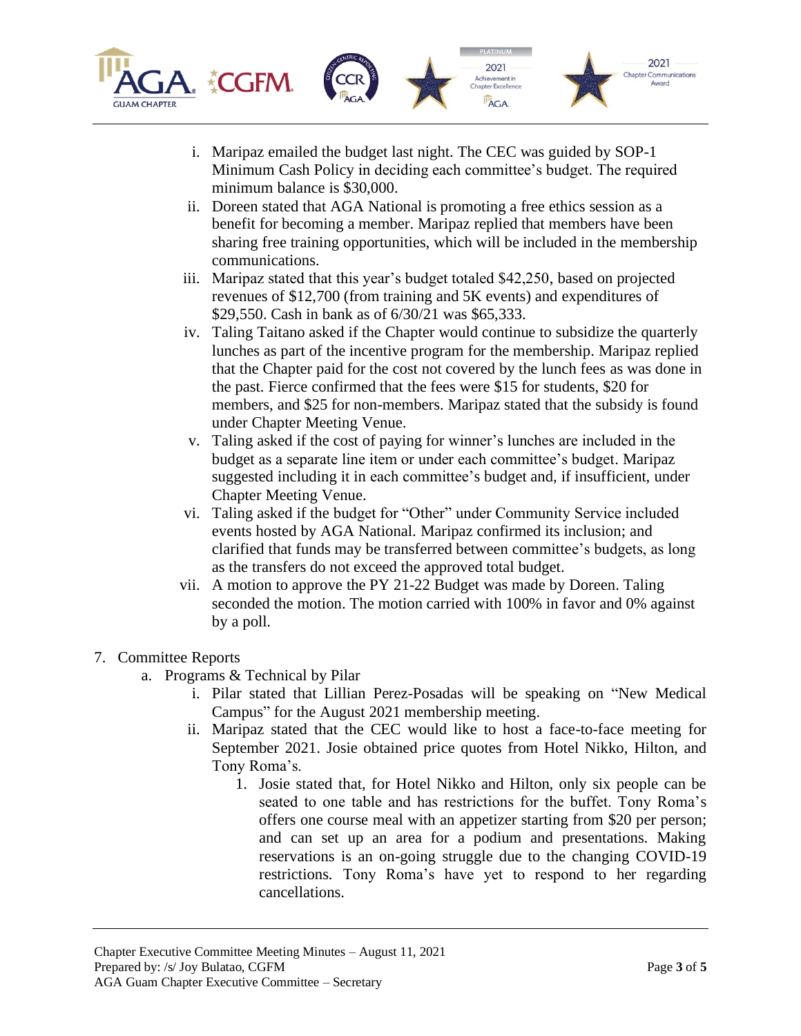i. Maripaz emailed the budget last night. The CEC was guided by SOP-1 Minimum Cash Policy in deciding each committee's budget. The required minimum balance is $30,000.
   ii. Doreen stated that AGA National is promoting a free ethics session as a benefit for becoming a member. Maripaz replied that members have been sharing free training opportunities, which will be included in the membership communications.
   iii. Maripaz stated that this year's budget totaled $42,250, based on projected revenues of $12,700 (from training and 5K events) and expenditures of $29,550. Cash in bank as of 6/30/21 was $65,333.
   iv. Taling Taitano asked if the Chapter would continue to subsidize the quarterly lunches as part of the incentive program for the membership. Maripaz replied that the Chapter paid for the cost not covered by the lunch fees as was done in the past. Fierce confirmed that the fees were $15 for students, $20 for members, and $25 for non-members. Maripaz stated that the subsidy is found under Chapter Meeting Venue.
   v. Taling asked if the cost of paying for winner's lunches are included in the budget as a separate line item or under each committee's budget. Maripaz suggested including it in each committee's budget and, if insufficient, under Chapter Meeting Venue.
   vi. Taling asked if the budget for "Other" under Community Service included events hosted by AGA National. Maripaz confirmed its inclusion; and clarified that funds may be transferred between committee's budgets, as long as the transfers do not exceed the approved total budget.
   vii. A motion to approve the PY 21-22 Budget was made by Doreen. Taling seconded the motion. The motion carried with 100% in favor and 0% against by a poll.

7. Committee Reports
   a. Programs & Technical by Pilar
      i. Pilar stated that Lillian Perez-Posadas will be speaking on "New Medical Campus" for the August 2021 membership meeting.
      ii. Maripaz stated that the CEC would like to host a face-to-face meeting for September 2021. Josie obtained price quotes from Hotel Nikko, Hilton, and Tony Roma's.
         1. Josie stated that, for Hotel Nikko and Hilton, only six people can be seated to one table and has restrictions for the buffet. Tony Roma's offers one course meal with an appetizer starting from $20 per person; and can set up an area for a podium and presentations. Making reservations is an on-going struggle due to the changing COVID-19 restrictions. Tony Roma's have yet to respond to her regarding cancellations.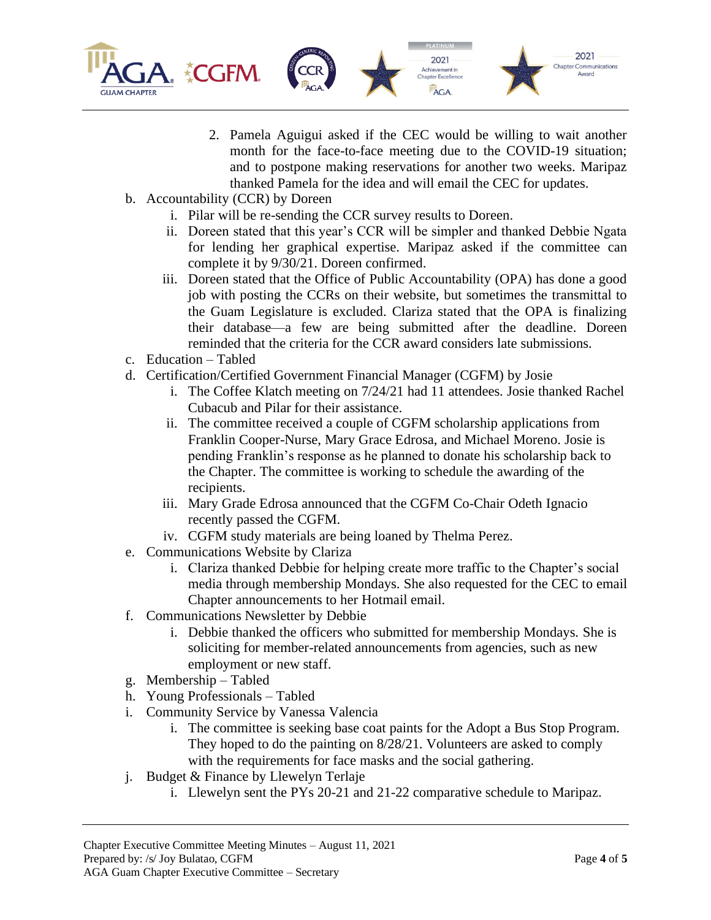2. Pamela Aguigui asked if the CEC would be willing to wait another month for the face-to-face meeting due to the COVID-19 situation; and to postpone making reservations for another two weeks. Maripaz thanked Pamela for the idea and will email the CEC for updates.

b. Accountability (CCR) by Doreen
   - i. Pilar will be re-sending the CCR survey results to Doreen.
   - ii. Doreen stated that this year's CCR will be simpler and thanked Debbie Ngata for lending her graphical expertise. Maripaz asked if the committee can complete it by 9/30/21. Doreen confirmed.
   - iii. Doreen stated that the Office of Public Accountability (OPA) has done a good job with posting the CCRs on their website, but sometimes the transmittal to the Guam Legislature is excluded. Clariza stated that the OPA is finalizing their database—a few are being submitted after the deadline. Doreen reminded that the criteria for the CCR award considers late submissions.

c. Education – Tabled

d. Certification/Certified Government Financial Manager (CGFM) by Josie
   - i. The Coffee Klatch meeting on 7/24/21 had 11 attendees. Josie thanked Rachel Cubacub and Pilar for their assistance.
   - ii. The committee received a couple of CGFM scholarship applications from Franklin Cooper-Nurse, Mary Grace Edrosa, and Michael Moreno. Josie is pending Franklin's response as he planned to donate his scholarship back to the Chapter. The committee is working to schedule the awarding of the recipients.
   - iii. Mary Grade Edrosa announced that the CGFM Co-Chair Odeth Ignacio recently passed the CGFM.
   - iv. CGFM study materials are being loaned by Thelma Perez.

e. Communications Website by Clariza
   - i. Clariza thanked Debbie for helping create more traffic to the Chapter's social media through membership Mondays. She also requested for the CEC to email Chapter announcements to her Hotmail email.

f. Communications Newsletter by Debbie
   - i. Debbie thanked the officers who submitted for membership Mondays. She is soliciting for member-related announcements from agencies, such as new employment or new staff.

g. Membership – Tabled

h. Young Professionals – Tabled

i. Community Service by Vanessa Valencia
   - i. The committee is seeking base coat paints for the Adopt a Bus Stop Program. They hoped to do the painting on 8/28/21. Volunteers are asked to comply with the requirements for face masks and the social gathering.

j. Budget & Finance by Llewelyn Terlaje
   - i. Llewelyn sent the PYs 20-21 and 21-22 comparative schedule to Maripaz.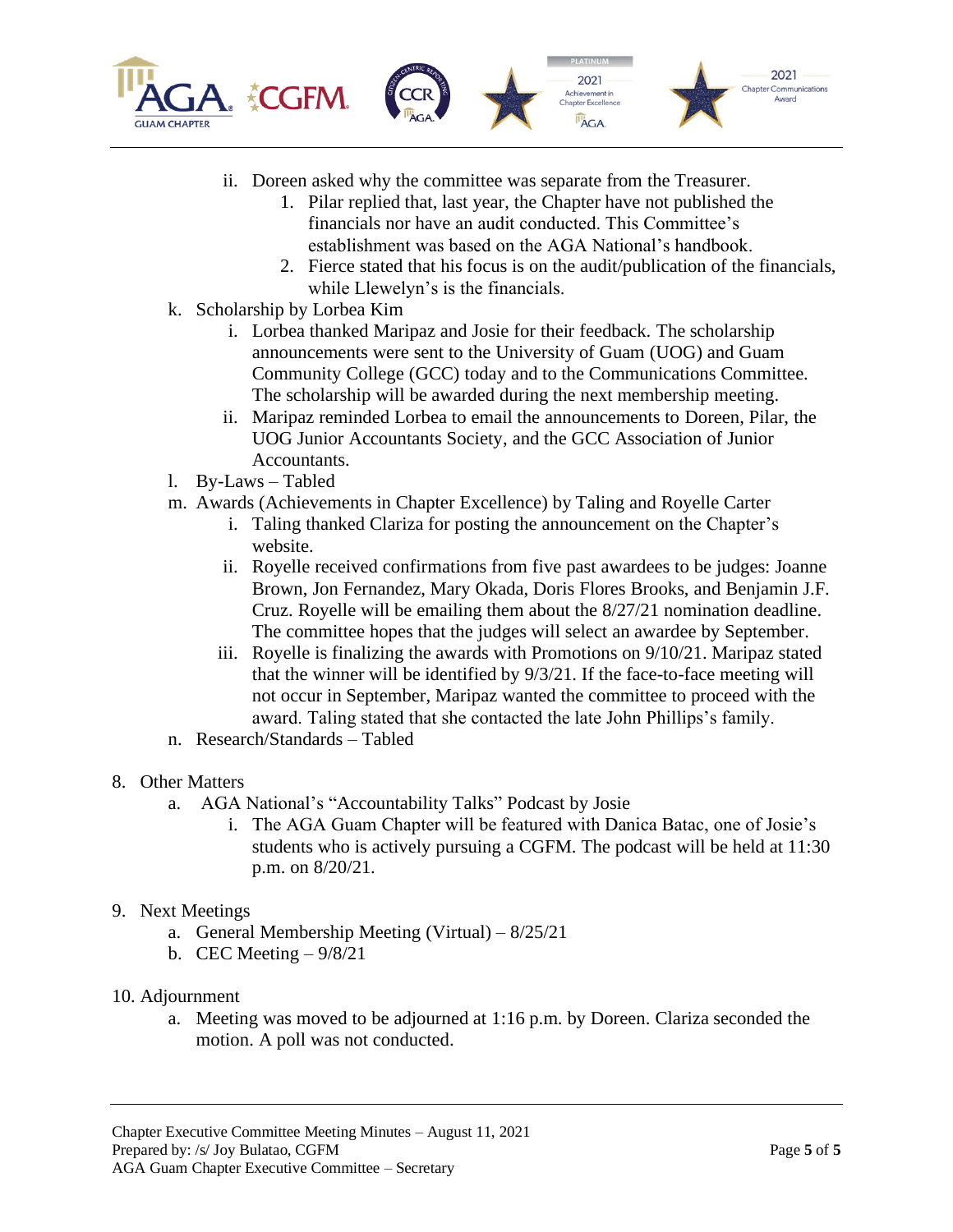ii. Doreen asked why the committee was separate from the Treasurer.
      1. Pilar replied that, last year, the Chapter have not published the financials nor have an audit conducted. This Committee's establishment was based on the AGA National's handbook.
      2. Fierce stated that his focus is on the audit/publication of the financials, while Llewelyn's is the financials.

k. Scholarship by Lorbea Kim
   i. Lorbea thanked Maripaz and Josie for their feedback. The scholarship announcements were sent to the University of Guam (UOG) and Guam Community College (GCC) today and to the Communications Committee. The scholarship will be awarded during the next membership meeting.
   ii. Maripaz reminded Lorbea to email the announcements to Doreen, Pilar, the UOG Junior Accountants Society, and the GCC Association of Junior Accountants.

l. By-Laws – Tabled

m. Awards (Achievements in Chapter Excellence) by Taling and Royelle Carter
   i. Taling thanked Clariza for posting the announcement on the Chapter's website.
   ii. Royelle received confirmations from five past awardees to be judges: Joanne Brown, Jon Fernandez, Mary Okada, Doris Flores Brooks, and Benjamin J.F. Cruz. Royelle will be emailing them about the 8/27/21 nomination deadline. The committee hopes that the judges will select an awardee by September.
   iii. Royelle is finalizing the awards with Promotions on 9/10/21. Maripaz stated that the winner will be identified by 9/3/21. If the face-to-face meeting will not occur in September, Maripaz wanted the committee to proceed with the award. Taling stated that she contacted the late John Phillips's family.

n. Research/Standards – Tabled

8. Other Matters
   a. AGA National's "Accountability Talks" Podcast by Josie
      i. The AGA Guam Chapter will be featured with Danica Batac, one of Josie's students who is actively pursuing a CGFM. The podcast will be held at 11:30 p.m. on 8/20/21.

9. Next Meetings
   a. General Membership Meeting (Virtual) – 8/25/21
   b. CEC Meeting – 9/8/21

10. Adjournment
   a. Meeting was moved to be adjourned at 1:16 p.m. by Doreen. Clariza seconded the motion. A poll was not conducted.

Chapter Executive Committee Meeting Minutes – August 11, 2021
Prepared by: /s/ Joy Bulatao, CGFM
AGA Guam Chapter Executive Committee – Secretary